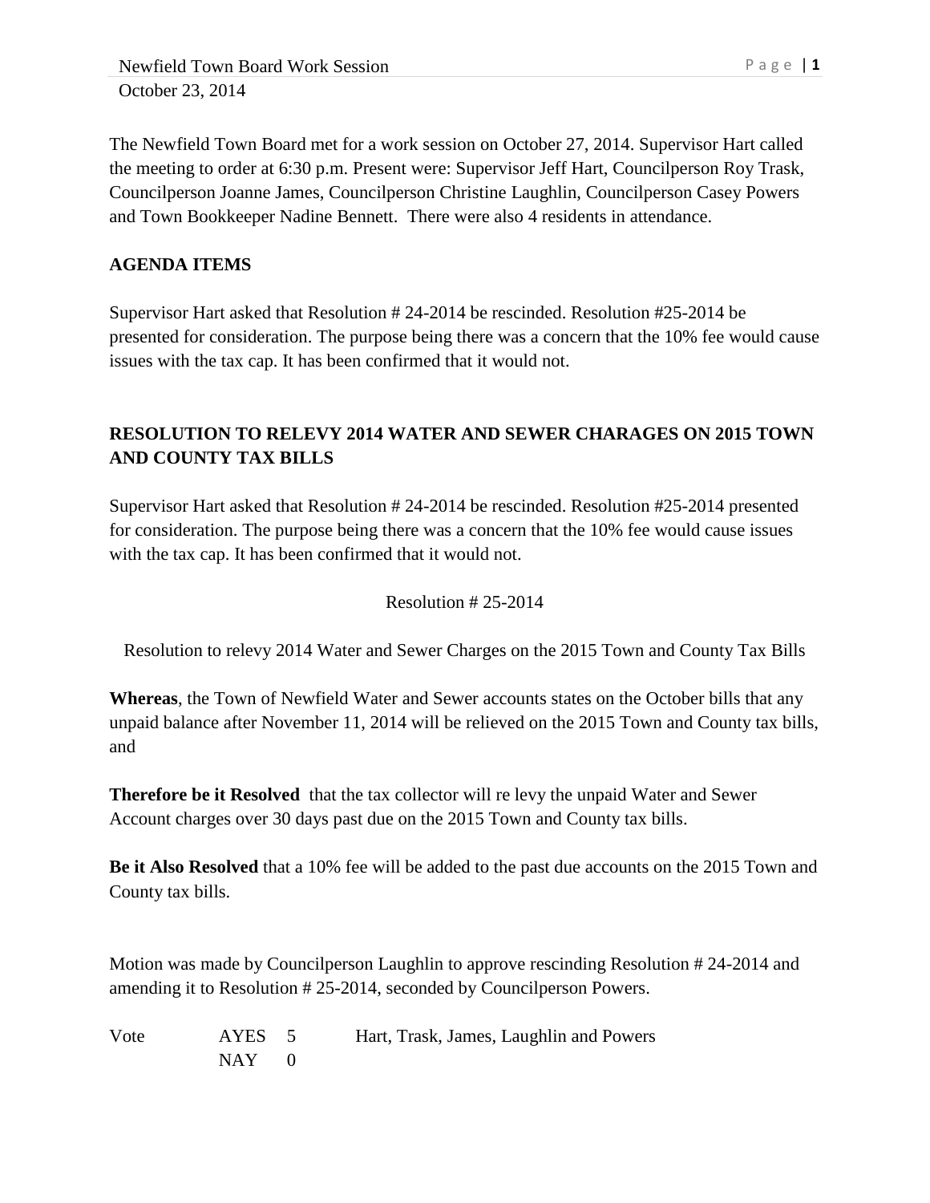The Newfield Town Board met for a work session on October 27, 2014. Supervisor Hart called the meeting to order at 6:30 p.m. Present were: Supervisor Jeff Hart, Councilperson Roy Trask, Councilperson Joanne James, Councilperson Christine Laughlin, Councilperson Casey Powers and Town Bookkeeper Nadine Bennett. There were also 4 residents in attendance.

**AGENDA ITEMS**

Supervisor Hart asked that Resolution # 24-2014 be rescinded. Resolution #25-2014 be presented for consideration. The purpose being there was a concern that the 10% fee would cause issues with the tax cap. It has been confirmed that it would not.

**RESOLUTION TO RELEVY 2014 WATER AND SEWER CHARAGES ON 2015 TOWN AND COUNTY TAX BILLS**

Supervisor Hart asked that Resolution # 24-2014 be rescinded. Resolution #25-2014 presented for consideration. The purpose being there was a concern that the 10% fee would cause issues with the tax cap. It has been confirmed that it would not.

Resolution # 25-2014

Resolution to relevy 2014 Water and Sewer Charges on the 2015 Town and County Tax Bills

**Whereas**, the Town of Newfield Water and Sewer accounts states on the October bills that any unpaid balance after November 11, 2014 will be relieved on the 2015 Town and County tax bills, and

**Therefore be it Resolved** that the tax collector will re levy the unpaid Water and Sewer Account charges over 30 days past due on the 2015 Town and County tax bills.

**Be it Also Resolved** that a 10% fee will be added to the past due accounts on the 2015 Town and County tax bills.

Motion was made by Councilperson Laughlin to approve rescinding Resolution # 24-2014 and amending it to Resolution # 25-2014, seconded by Councilperson Powers.

| Vote | AYES | 5 | Hart, Trask, James, Laughlin and Powers |
|---|---|---|---|
| | NAY | 0 | |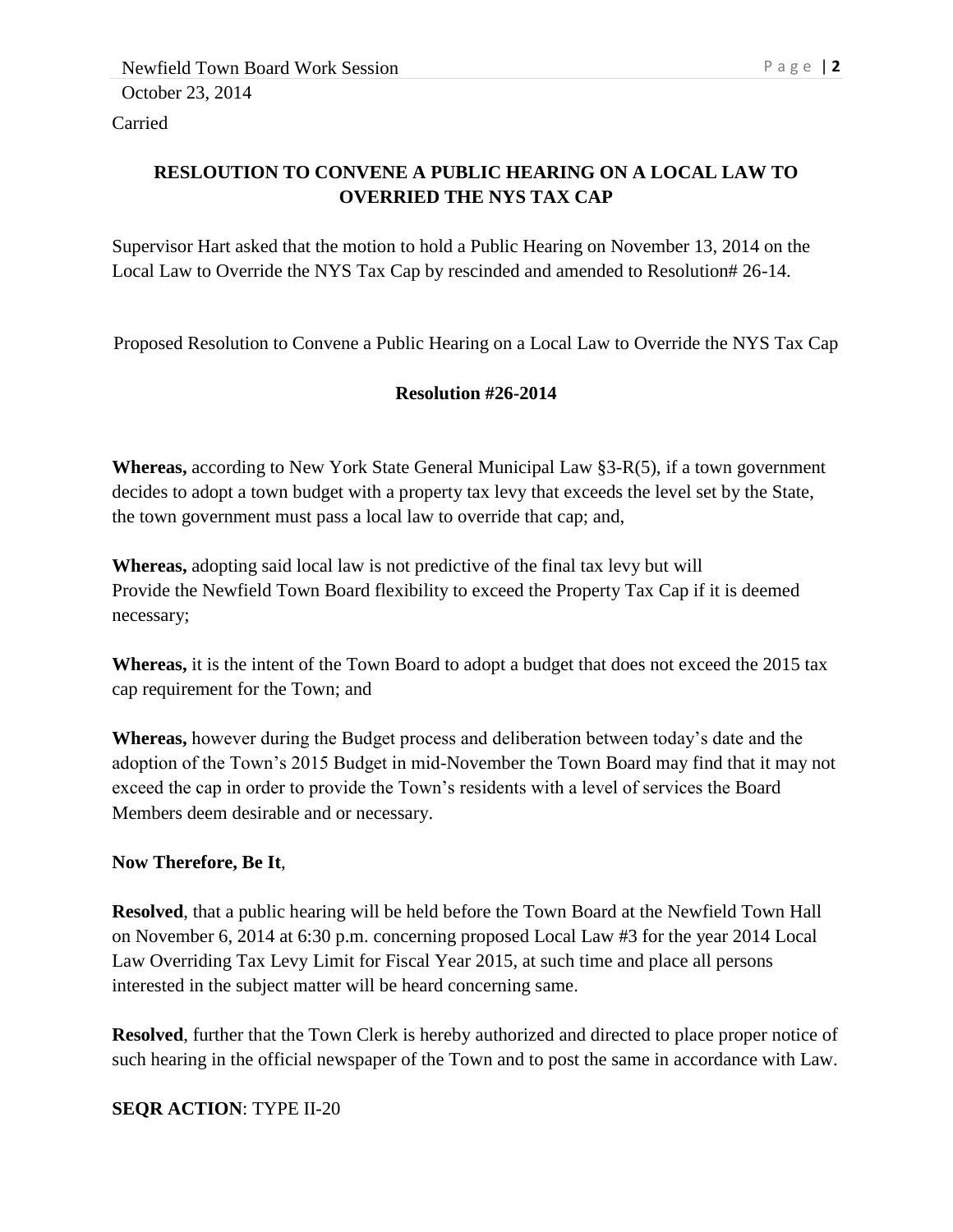Carried

**RESLOUTION TO CONVENE A PUBLIC HEARING ON A LOCAL LAW TO OVERRIED THE NYS TAX CAP**

Supervisor Hart asked that the motion to hold a Public Hearing on November 13, 2014 on the Local Law to Override the NYS Tax Cap by rescinded and amended to Resolution# 26-14.

Proposed Resolution to Convene a Public Hearing on a Local Law to Override the NYS Tax Cap

**Resolution #26-2014**

**Whereas,** according to New York State General Municipal Law §3-R(5), if a town government decides to adopt a town budget with a property tax levy that exceeds the level set by the State, the town government must pass a local law to override that cap; and,

**Whereas,** adopting said local law is not predictive of the final tax levy but will Provide the Newfield Town Board flexibility to exceed the Property Tax Cap if it is deemed necessary;

**Whereas,** it is the intent of the Town Board to adopt a budget that does not exceed the 2015 tax cap requirement for the Town; and

**Whereas,** however during the Budget process and deliberation between today's date and the adoption of the Town's 2015 Budget in mid-November the Town Board may find that it may not exceed the cap in order to provide the Town's residents with a level of services the Board Members deem desirable and or necessary.

**Now Therefore, Be It**,

**Resolved**, that a public hearing will be held before the Town Board at the Newfield Town Hall on November 6, 2014 at 6:30 p.m. concerning proposed Local Law #3 for the year 2014 Local Law Overriding Tax Levy Limit for Fiscal Year 2015, at such time and place all persons interested in the subject matter will be heard concerning same.

**Resolved**, further that the Town Clerk is hereby authorized and directed to place proper notice of such hearing in the official newspaper of the Town and to post the same in accordance with Law.

**SEQR ACTION**: TYPE II-20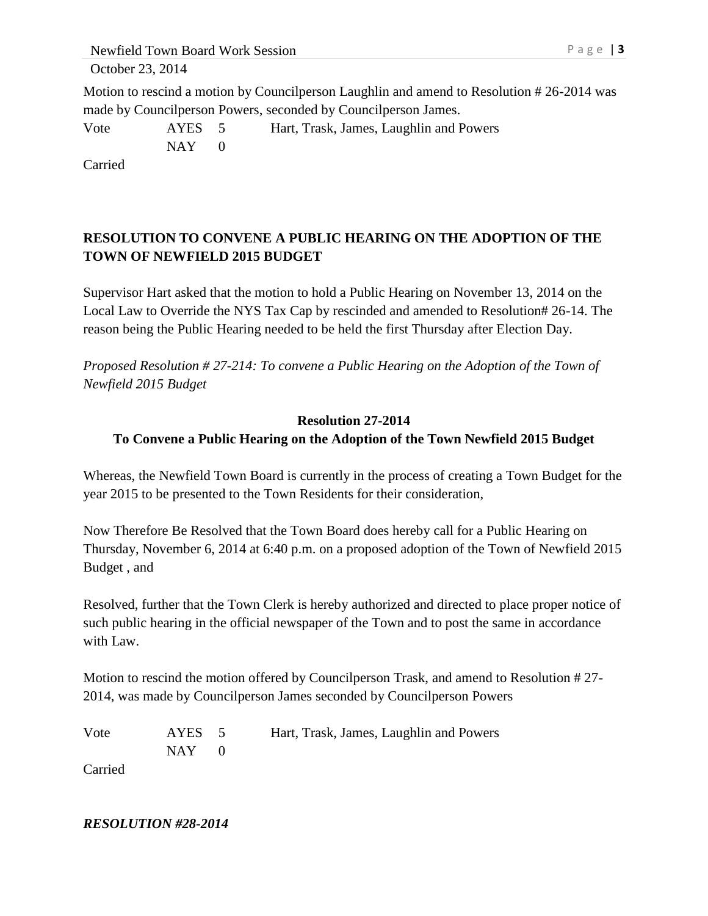Motion to rescind a motion by Councilperson Laughlin and amend to Resolution # 26-2014 was made by Councilperson Powers, seconded by Councilperson James.

| Vote | AYES | 5 | Hart, Trask, James, Laughlin and Powers |
|---|---|---|---|
| | NAY | 0 | |

Carried

**RESOLUTION TO CONVENE A PUBLIC HEARING ON THE ADOPTION OF THE TOWN OF NEWFIELD 2015 BUDGET**

Supervisor Hart asked that the motion to hold a Public Hearing on November 13, 2014 on the Local Law to Override the NYS Tax Cap by rescinded and amended to Resolution# 26-14. The reason being the Public Hearing needed to be held the first Thursday after Election Day.

*Proposed Resolution # 27-214: To convene a Public Hearing on the Adoption of the Town of Newfield 2015 Budget*

**Resolution 27-2014**
**To Convene a Public Hearing on the Adoption of the Town Newfield 2015 Budget**

Whereas, the Newfield Town Board is currently in the process of creating a Town Budget for the year 2015 to be presented to the Town Residents for their consideration,

Now Therefore Be Resolved that the Town Board does hereby call for a Public Hearing on Thursday, November 6, 2014 at 6:40 p.m. on a proposed adoption of the Town of Newfield 2015 Budget , and

Resolved, further that the Town Clerk is hereby authorized and directed to place proper notice of such public hearing in the official newspaper of the Town and to post the same in accordance with Law.

Motion to rescind the motion offered by Councilperson Trask, and amend to Resolution # 27-2014, was made by Councilperson James seconded by Councilperson Powers

| Vote | AYES | 5 | Hart, Trask, James, Laughlin and Powers |
|---|---|---|---|
| | NAY | 0 | |

Carried

***RESOLUTION #28-2014***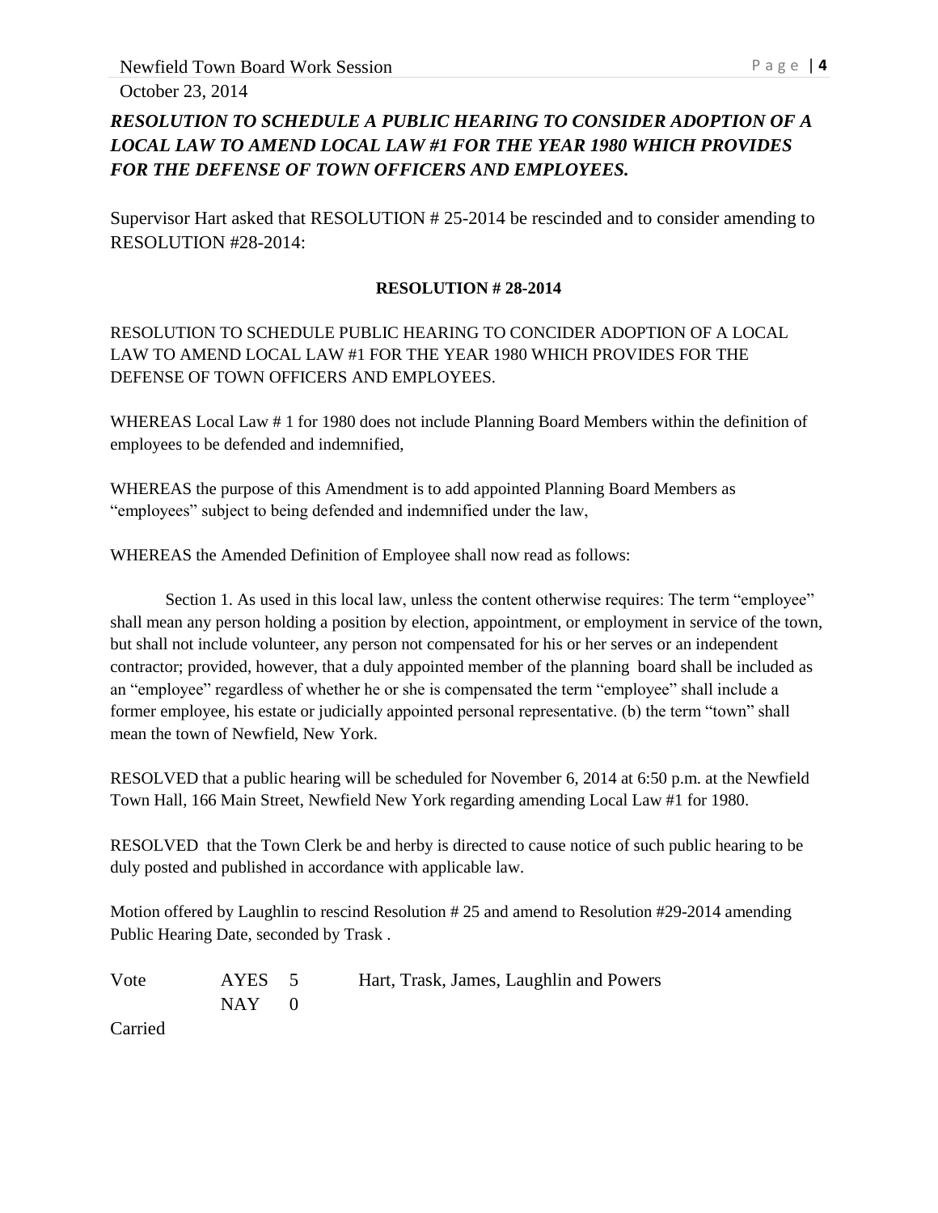***RESOLUTION TO SCHEDULE A PUBLIC HEARING TO CONSIDER ADOPTION OF A LOCAL LAW TO AMEND LOCAL LAW #1 FOR THE YEAR 1980 WHICH PROVIDES FOR THE DEFENSE OF TOWN OFFICERS AND EMPLOYEES.***

Supervisor Hart asked that RESOLUTION # 25-2014 be rescinded and to consider amending to RESOLUTION #28-2014:

**RESOLUTION # 28-2014**

RESOLUTION TO SCHEDULE PUBLIC HEARING TO CONCIDER ADOPTION OF A LOCAL LAW TO AMEND LOCAL LAW #1 FOR THE YEAR 1980 WHICH PROVIDES FOR THE DEFENSE OF TOWN OFFICERS AND EMPLOYEES.

WHEREAS Local Law # 1 for 1980 does not include Planning Board Members within the definition of employees to be defended and indemnified,

WHEREAS the purpose of this Amendment is to add appointed Planning Board Members as "employees" subject to being defended and indemnified under the law,

WHEREAS the Amended Definition of Employee shall now read as follows:

Section 1. As used in this local law, unless the content otherwise requires: The term "employee" shall mean any person holding a position by election, appointment, or employment in service of the town, but shall not include volunteer, any person not compensated for his or her serves or an independent contractor; provided, however, that a duly appointed member of the planning board shall be included as an "employee" regardless of whether he or she is compensated the term "employee" shall include a former employee, his estate or judicially appointed personal representative. (b) the term "town" shall mean the town of Newfield, New York.

RESOLVED that a public hearing will be scheduled for November 6, 2014 at 6:50 p.m. at the Newfield Town Hall, 166 Main Street, Newfield New York regarding amending Local Law #1 for 1980.

RESOLVED that the Town Clerk be and herby is directed to cause notice of such public hearing to be duly posted and published in accordance with applicable law.

Motion offered by Laughlin to rescind Resolution # 25 and amend to Resolution #29-2014 amending Public Hearing Date, seconded by Trask .

| Vote | AYES | 5 | Hart, Trask, James, Laughlin and Powers |
|---|---|---|---|
| | NAY | 0 | |

Carried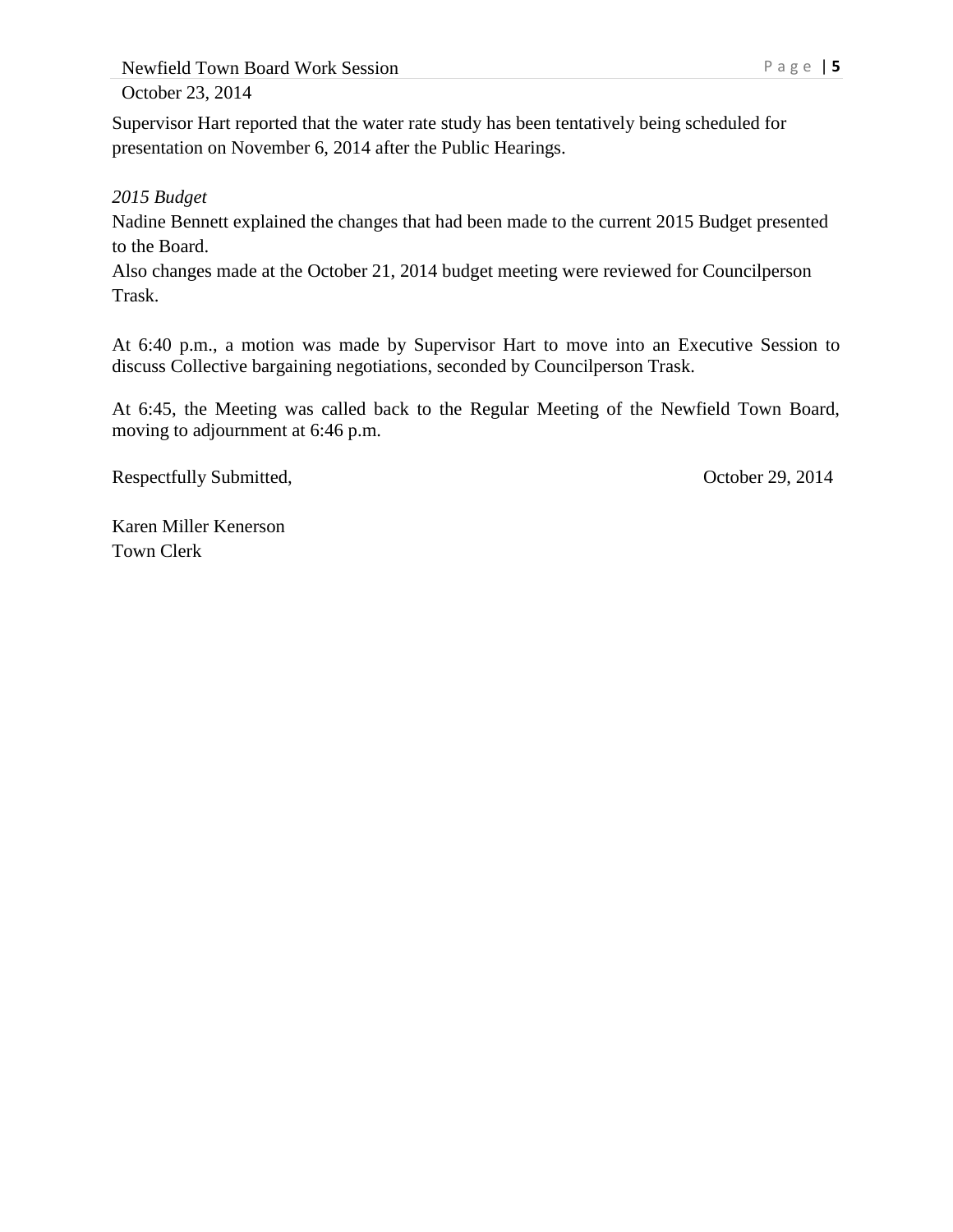Supervisor Hart reported that the water rate study has been tentatively being scheduled for presentation on November 6, 2014 after the Public Hearings.

*2015 Budget*

Nadine Bennett explained the changes that had been made to the current 2015 Budget presented to the Board.

Also changes made at the October 21, 2014 budget meeting were reviewed for Councilperson Trask.

At 6:40 p.m., a motion was made by Supervisor Hart to move into an Executive Session to discuss Collective bargaining negotiations, seconded by Councilperson Trask.

At 6:45, the Meeting was called back to the Regular Meeting of the Newfield Town Board, moving to adjournment at 6:46 p.m.

Respectfully Submitted, October 29, 2014

Karen Miller Kenerson
Town Clerk